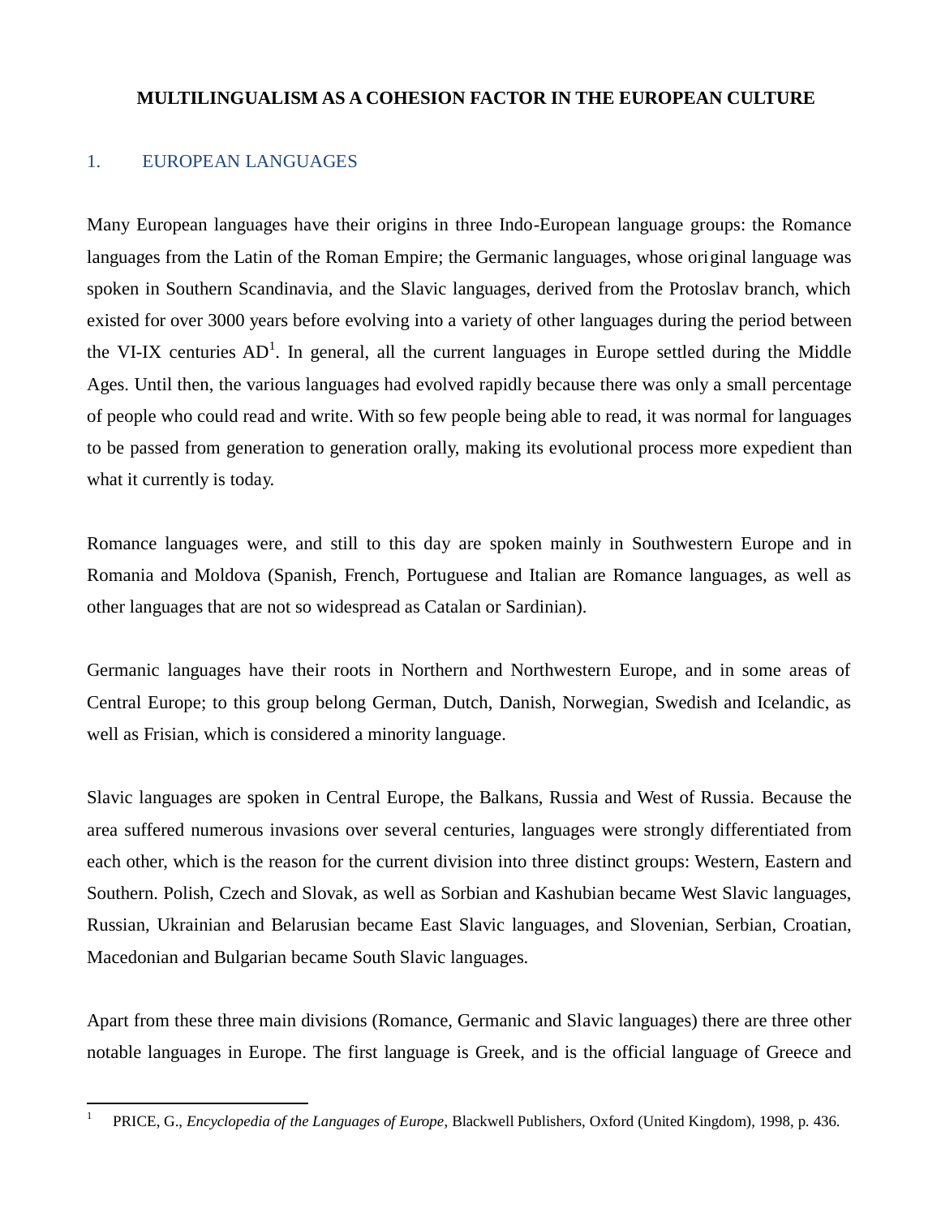# MULTILINGUALISM AS A COHESION FACTOR IN THE EUROPEAN CULTURE

## 1. EUROPEAN LANGUAGES

Many European languages have their origins in three Indo-European language groups: the Romance languages from the Latin of the Roman Empire; the Germanic languages, whose original language was spoken in Southern Scandinavia, and the Slavic languages, derived from the Protoslav branch, which existed for over 3000 years before evolving into a variety of other languages during the period between the VI-IX centuries AD[1]. In general, all the current languages in Europe settled during the Middle Ages. Until then, the various languages had evolved rapidly because there was only a small percentage of people who could read and write. With so few people being able to read, it was normal for languages to be passed from generation to generation orally, making its evolutional process more expedient than what it currently is today.

Romance languages were, and still to this day are spoken mainly in Southwestern Europe and in Romania and Moldova (Spanish, French, Portuguese and Italian are Romance languages, as well as other languages that are not so widespread as Catalan or Sardinian).

Germanic languages have their roots in Northern and Northwestern Europe, and in some areas of Central Europe; to this group belong German, Dutch, Danish, Norwegian, Swedish and Icelandic, as well as Frisian, which is considered a minority language.

Slavic languages are spoken in Central Europe, the Balkans, Russia and West of Russia. Because the area suffered numerous invasions over several centuries, languages were strongly differentiated from each other, which is the reason for the current division into three distinct groups: Western, Eastern and Southern. Polish, Czech and Slovak, as well as Sorbian and Kashubian became West Slavic languages, Russian, Ukrainian and Belarusian became East Slavic languages, and Slovenian, Serbian, Croatian, Macedonian and Bulgarian became South Slavic languages.

Apart from these three main divisions (Romance, Germanic and Slavic languages) there are three other notable languages in Europe. The first language is Greek, and is the official language of Greece and

---

[1] PRICE, G., *Encyclopedia of the Languages of Europe*, Blackwell Publishers, Oxford (United Kingdom), 1998, p. 436.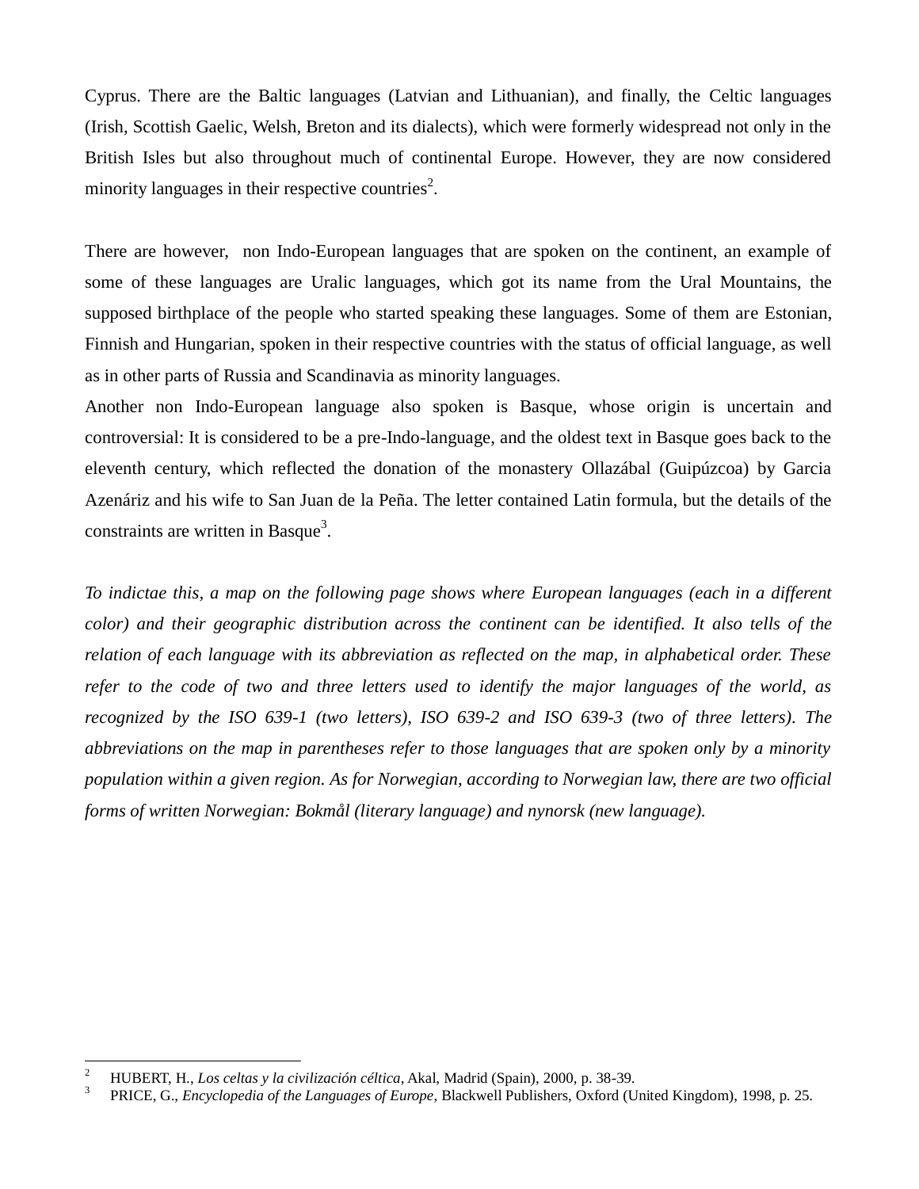Cyprus. There are the Baltic languages (Latvian and Lithuanian), and finally, the Celtic languages (Irish, Scottish Gaelic, Welsh, Breton and its dialects), which were formerly widespread not only in the British Isles but also throughout much of continental Europe. However, they are now considered minority languages in their respective countries[2].

There are however, non Indo-European languages that are spoken on the continent, an example of some of these languages are Uralic languages, which got its name from the Ural Mountains, the supposed birthplace of the people who started speaking these languages. Some of them are Estonian, Finnish and Hungarian, spoken in their respective countries with the status of official language, as well as in other parts of Russia and Scandinavia as minority languages.

Another non Indo-European language also spoken is Basque, whose origin is uncertain and controversial: It is considered to be a pre-Indo-language, and the oldest text in Basque goes back to the eleventh century, which reflected the donation of the monastery Ollazábal (Guipúzcoa) by Garcia Azenáriz and his wife to San Juan de la Peña. The letter contained Latin formula, but the details of the constraints are written in Basque[3].

*To indictae this, a map on the following page shows where European languages (each in a different color) and their geographic distribution across the continent can be identified. It also tells of the relation of each language with its abbreviation as reflected on the map, in alphabetical order. These refer to the code of two and three letters used to identify the major languages of the world, as recognized by the ISO 639-1 (two letters), ISO 639-2 and ISO 639-3 (two of three letters). The abbreviations on the map in parentheses refer to those languages that are spoken only by a minority population within a given region. As for Norwegian, according to Norwegian law, there are two official forms of written Norwegian: Bokmål (literary language) and nynorsk (new language).*

---

[2] HUBERT, H., *Los celtas y la civilización céltica*, Akal, Madrid (Spain), 2000, p. 38-39.

[3] PRICE, G., *Encyclopedia of the Languages of Europe*, Blackwell Publishers, Oxford (United Kingdom), 1998, p. 25.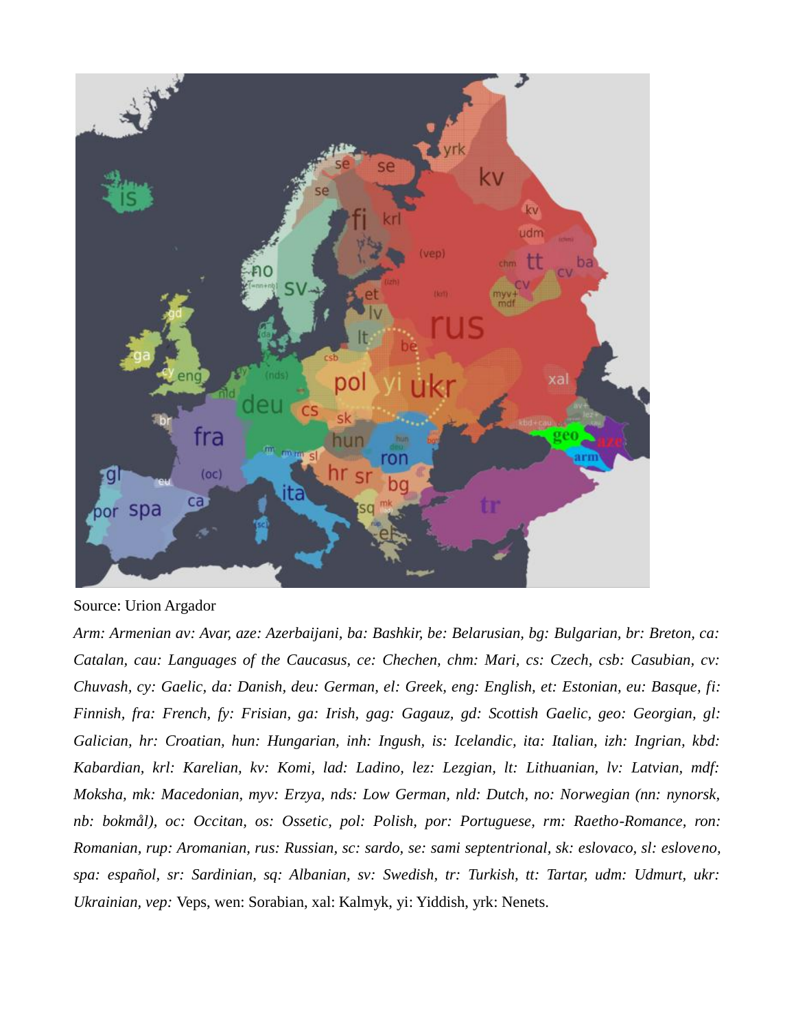Source: Urion Argador

*Arm: Armenian av: Avar, aze: Azerbaijani, ba: Bashkir, be: Belarusian, bg: Bulgarian, br: Breton, ca: Catalan, cau: Languages of the Caucasus, ce: Chechen, chm: Mari, cs: Czech, csb: Casubian, cv: Chuvash, cy: Gaelic, da: Danish, deu: German, el: Greek, eng: English, et: Estonian, eu: Basque, fi: Finnish, fra: French, fy: Frisian, ga: Irish, gag: Gagauz, gd: Scottish Gaelic, geo: Georgian, gl: Galician, hr: Croatian, hun: Hungarian, inh: Ingush, is: Icelandic, ita: Italian, izh: Ingrian, kbd: Kabardian, krl: Karelian, kv: Komi, lad: Ladino, lez: Lezgian, lt: Lithuanian, lv: Latvian, mdf: Moksha, mk: Macedonian, myv: Erzya, nds: Low German, nld: Dutch, no: Norwegian (nn: nynorsk, nb: bokmål), oc: Occitan, os: Ossetic, pol: Polish, por: Portuguese, rm: Raetho-Romance, ron: Romanian, rup: Aromanian, rus: Russian, sc: sardo, se: sami septentrional, sk: eslovaco, sl: esloveno, spa: español, sr: Sardinian, sq: Albanian, sv: Swedish, tr: Turkish, tt: Tartar, udm: Udmurt, ukr: Ukrainian, vep:* Veps, wen: Sorabian, xal: Kalmyk, yi: Yiddish, yrk: Nenets.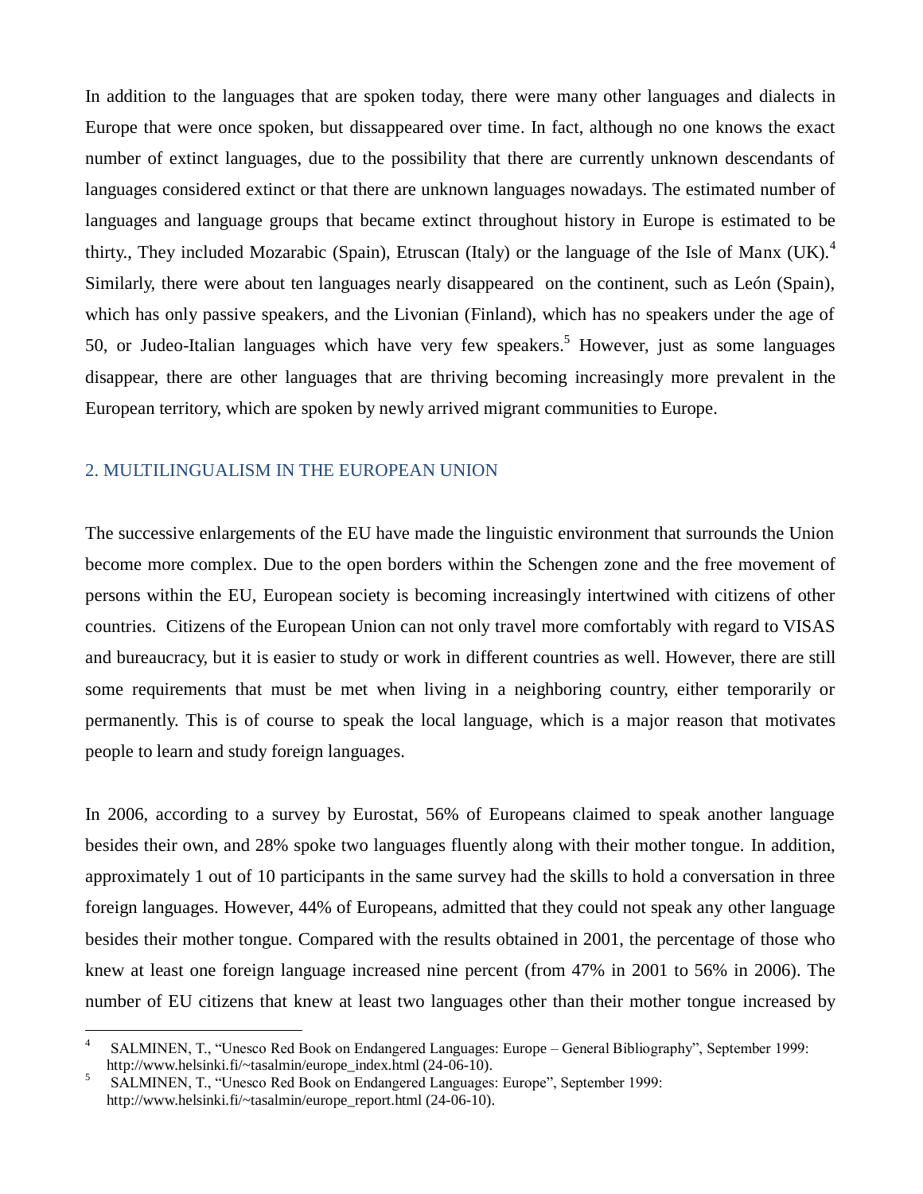In addition to the languages that are spoken today, there were many other languages and dialects in Europe that were once spoken, but dissappeared over time. In fact, although no one knows the exact number of extinct languages, due to the possibility that there are currently unknown descendants of languages considered extinct or that there are unknown languages nowadays. The estimated number of languages and language groups that became extinct throughout history in Europe is estimated to be thirty., They included Mozarabic (Spain), Etruscan (Italy) or the language of the Isle of Manx (UK).[4] Similarly, there were about ten languages nearly disappeared on the continent, such as León (Spain), which has only passive speakers, and the Livonian (Finland), which has no speakers under the age of 50, or Judeo-Italian languages which have very few speakers.[5] However, just as some languages disappear, there are other languages that are thriving becoming increasingly more prevalent in the European territory, which are spoken by newly arrived migrant communities to Europe.

## 2. MULTILINGUALISM IN THE EUROPEAN UNION

The successive enlargements of the EU have made the linguistic environment that surrounds the Union become more complex. Due to the open borders within the Schengen zone and the free movement of persons within the EU, European society is becoming increasingly intertwined with citizens of other countries. Citizens of the European Union can not only travel more comfortably with regard to VISAS and bureaucracy, but it is easier to study or work in different countries as well. However, there are still some requirements that must be met when living in a neighboring country, either temporarily or permanently. This is of course to speak the local language, which is a major reason that motivates people to learn and study foreign languages.

In 2006, according to a survey by Eurostat, 56% of Europeans claimed to speak another language besides their own, and 28% spoke two languages fluently along with their mother tongue. In addition, approximately 1 out of 10 participants in the same survey had the skills to hold a conversation in three foreign languages. However, 44% of Europeans, admitted that they could not speak any other language besides their mother tongue. Compared with the results obtained in 2001, the percentage of those who knew at least one foreign language increased nine percent (from 47% in 2001 to 56% in 2006). The number of EU citizens that knew at least two languages other than their mother tongue increased by

---

[4] SALMINEN, T., "Unesco Red Book on Endangered Languages: Europe – General Bibliography", September 1999: http://www.helsinki.fi/~tasalmin/europe_index.html (24-06-10).

[5] SALMINEN, T., "Unesco Red Book on Endangered Languages: Europe", September 1999: http://www.helsinki.fi/~tasalmin/europe_report.html (24-06-10).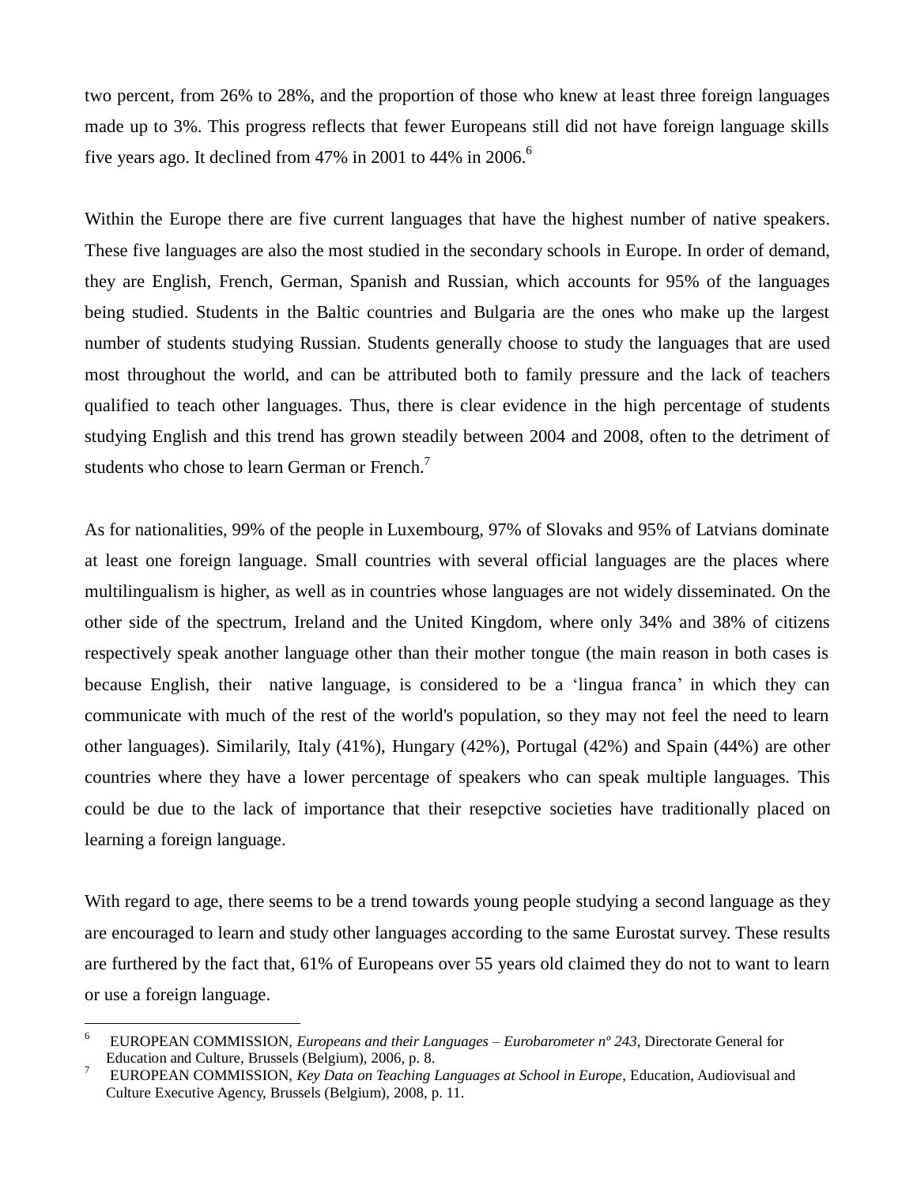two percent, from 26% to 28%, and the proportion of those who knew at least three foreign languages made up to 3%. This progress reflects that fewer Europeans still did not have foreign language skills five years ago. It declined from 47% in 2001 to 44% in 2006.[6]

Within the Europe there are five current languages that have the highest number of native speakers. These five languages are also the most studied in the secondary schools in Europe. In order of demand, they are English, French, German, Spanish and Russian, which accounts for 95% of the languages being studied. Students in the Baltic countries and Bulgaria are the ones who make up the largest number of students studying Russian. Students generally choose to study the languages that are used most throughout the world, and can be attributed both to family pressure and the lack of teachers qualified to teach other languages. Thus, there is clear evidence in the high percentage of students studying English and this trend has grown steadily between 2004 and 2008, often to the detriment of students who chose to learn German or French.[7]

As for nationalities, 99% of the people in Luxembourg, 97% of Slovaks and 95% of Latvians dominate at least one foreign language. Small countries with several official languages are the places where multilingualism is higher, as well as in countries whose languages are not widely disseminated. On the other side of the spectrum, Ireland and the United Kingdom, where only 34% and 38% of citizens respectively speak another language other than their mother tongue (the main reason in both cases is because English, their native language, is considered to be a 'lingua franca' in which they can communicate with much of the rest of the world's population, so they may not feel the need to learn other languages). Similarily, Italy (41%), Hungary (42%), Portugal (42%) and Spain (44%) are other countries where they have a lower percentage of speakers who can speak multiple languages. This could be due to the lack of importance that their resepctive societies have traditionally placed on learning a foreign language.

With regard to age, there seems to be a trend towards young people studying a second language as they are encouraged to learn and study other languages according to the same Eurostat survey. These results are furthered by the fact that, 61% of Europeans over 55 years old claimed they do not to want to learn or use a foreign language.

---

[6] EUROPEAN COMMISSION, *Europeans and their Languages – Eurobarometer nº 243*, Directorate General for Education and Culture, Brussels (Belgium), 2006, p. 8.

[7] EUROPEAN COMMISSION, *Key Data on Teaching Languages at School in Europe*, Education, Audiovisual and Culture Executive Agency, Brussels (Belgium), 2008, p. 11.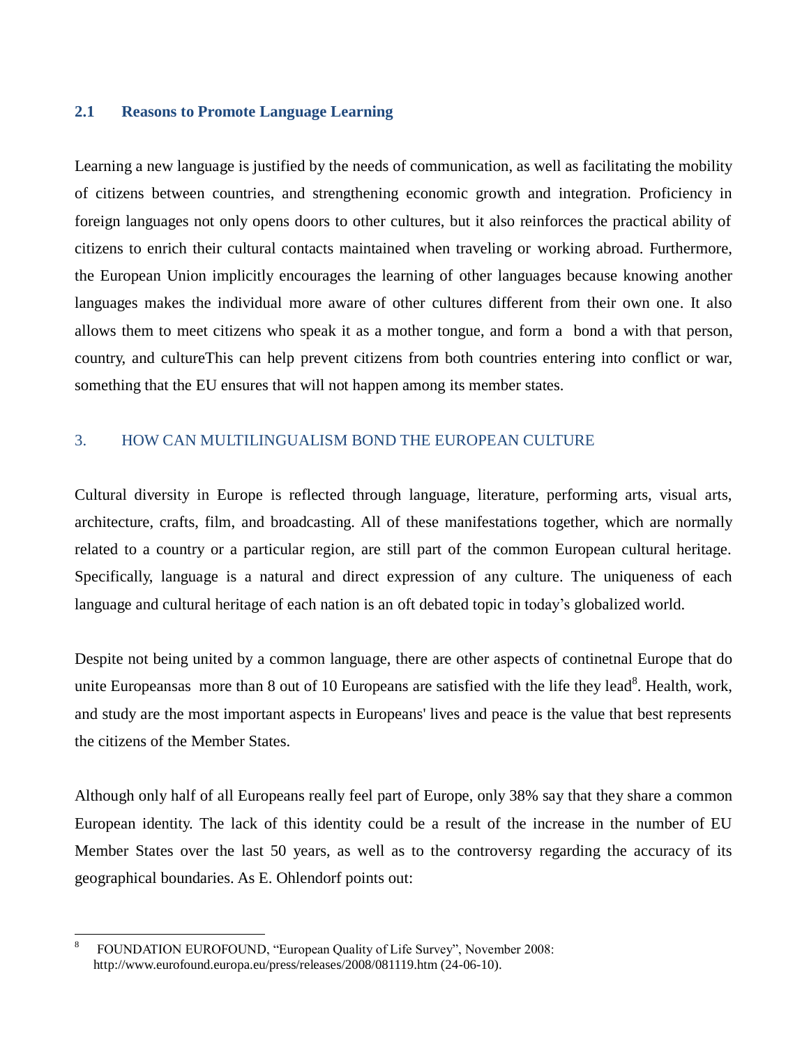## 2.1 Reasons to Promote Language Learning

Learning a new language is justified by the needs of communication, as well as facilitating the mobility of citizens between countries, and strengthening economic growth and integration. Proficiency in foreign languages not only opens doors to other cultures, but it also reinforces the practical ability of citizens to enrich their cultural contacts maintained when traveling or working abroad. Furthermore, the European Union implicitly encourages the learning of other languages because knowing another languages makes the individual more aware of other cultures different from their own one. It also allows them to meet citizens who speak it as a mother tongue, and form a bond a with that person, country, and cultureThis can help prevent citizens from both countries entering into conflict or war, something that the EU ensures that will not happen among its member states.

# 3. HOW CAN MULTILINGUALISM BOND THE EUROPEAN CULTURE

Cultural diversity in Europe is reflected through language, literature, performing arts, visual arts, architecture, crafts, film, and broadcasting. All of these manifestations together, which are normally related to a country or a particular region, are still part of the common European cultural heritage. Specifically, language is a natural and direct expression of any culture. The uniqueness of each language and cultural heritage of each nation is an oft debated topic in today's globalized world.

Despite not being united by a common language, there are other aspects of continetnal Europe that do unite Europeansas more than 8 out of 10 Europeans are satisfied with the life they lead[8]. Health, work, and study are the most important aspects in Europeans' lives and peace is the value that best represents the citizens of the Member States.

Although only half of all Europeans really feel part of Europe, only 38% say that they share a common European identity. The lack of this identity could be a result of the increase in the number of EU Member States over the last 50 years, as well as to the controversy regarding the accuracy of its geographical boundaries. As E. Ohlendorf points out:

---

[8] FOUNDATION EUROFOUND, "European Quality of Life Survey", November 2008: http://www.eurofound.europa.eu/press/releases/2008/081119.htm (24-06-10).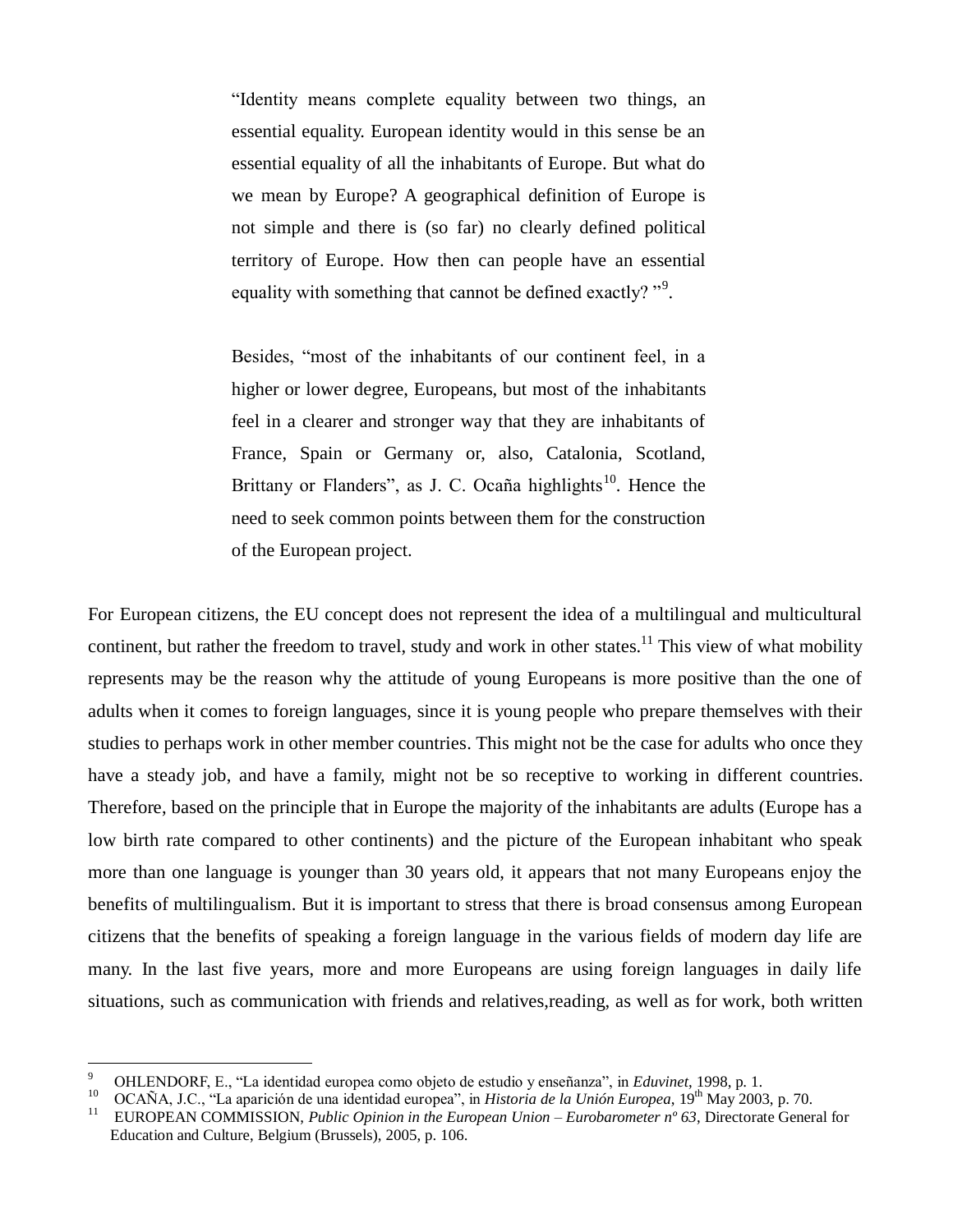> "Identity means complete equality between two things, an essential equality. European identity would in this sense be an essential equality of all the inhabitants of Europe. But what do we mean by Europe? A geographical definition of Europe is not simple and there is (so far) no clearly defined political territory of Europe. How then can people have an essential equality with something that cannot be defined exactly? "[9].
>
> Besides, "most of the inhabitants of our continent feel, in a higher or lower degree, Europeans, but most of the inhabitants feel in a clearer and stronger way that they are inhabitants of France, Spain or Germany or, also, Catalonia, Scotland, Brittany or Flanders", as J. C. Ocaña highlights[10]. Hence the need to seek common points between them for the construction of the European project.

For European citizens, the EU concept does not represent the idea of a multilingual and multicultural continent, but rather the freedom to travel, study and work in other states.[11] This view of what mobility represents may be the reason why the attitude of young Europeans is more positive than the one of adults when it comes to foreign languages, since it is young people who prepare themselves with their studies to perhaps work in other member countries. This might not be the case for adults who once they have a steady job, and have a family, might not be so receptive to working in different countries. Therefore, based on the principle that in Europe the majority of the inhabitants are adults (Europe has a low birth rate compared to other continents) and the picture of the European inhabitant who speak more than one language is younger than 30 years old, it appears that not many Europeans enjoy the benefits of multilingualism. But it is important to stress that there is broad consensus among European citizens that the benefits of speaking a foreign language in the various fields of modern day life are many. In the last five years, more and more Europeans are using foreign languages in daily life situations, such as communication with friends and relatives,reading, as well as for work, both written

---

[9] OHLENDORF, E., "La identidad europea como objeto de estudio y enseñanza", in *Eduvinet*, 1998, p. 1.

[10] OCAÑA, J.C., "La aparición de una identidad europea", in *Historia de la Unión Europea*, 19th May 2003, p. 70.

[11] EUROPEAN COMMISSION, *Public Opinion in the European Union – Eurobarometer nº 63*, Directorate General for Education and Culture, Belgium (Brussels), 2005, p. 106.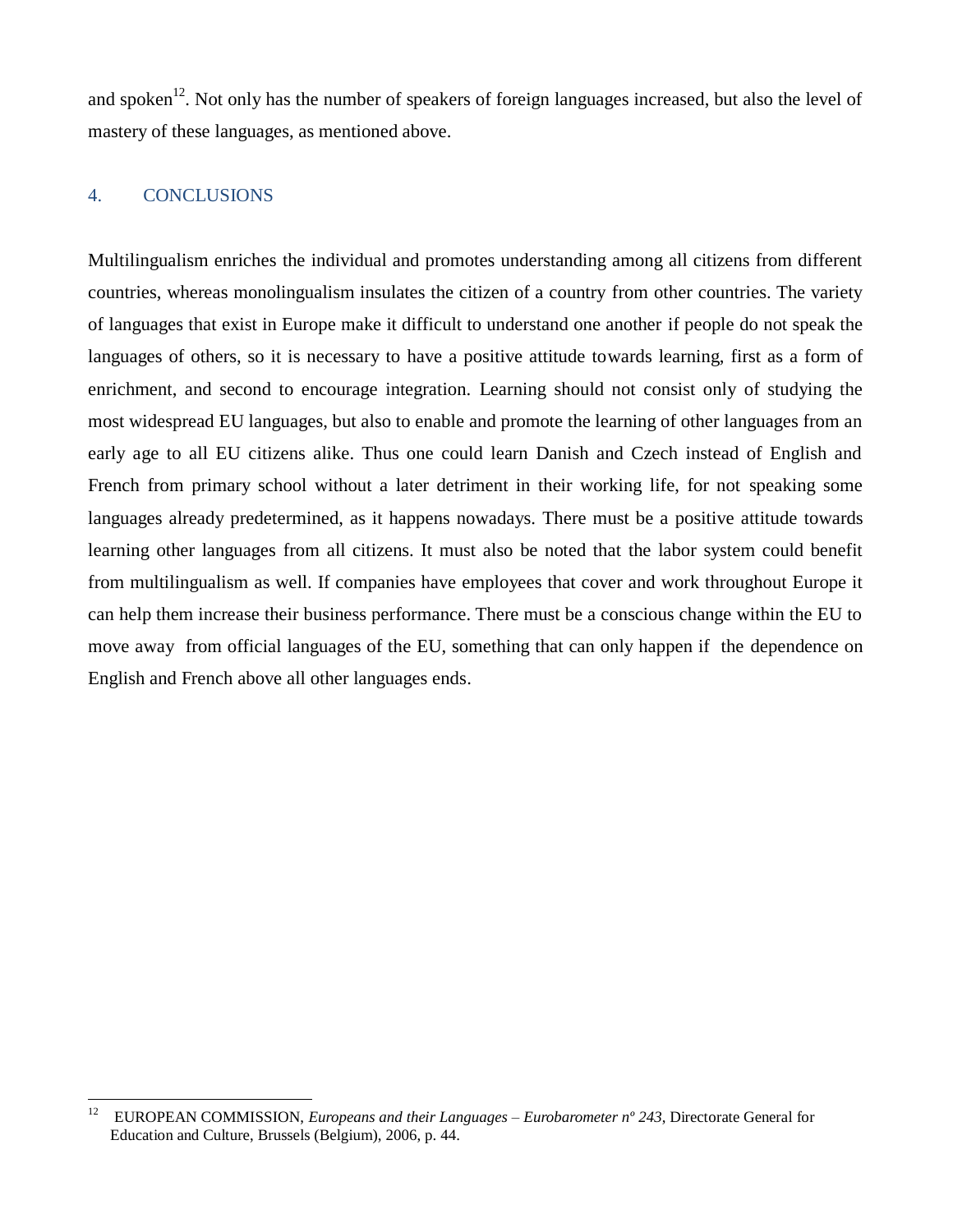and spoken[12]. Not only has the number of speakers of foreign languages increased, but also the level of mastery of these languages, as mentioned above.

## 4. CONCLUSIONS

Multilingualism enriches the individual and promotes understanding among all citizens from different countries, whereas monolingualism insulates the citizen of a country from other countries. The variety of languages that exist in Europe make it difficult to understand one another if people do not speak the languages of others, so it is necessary to have a positive attitude towards learning, first as a form of enrichment, and second to encourage integration. Learning should not consist only of studying the most widespread EU languages, but also to enable and promote the learning of other languages from an early age to all EU citizens alike. Thus one could learn Danish and Czech instead of English and French from primary school without a later detriment in their working life, for not speaking some languages already predetermined, as it happens nowadays. There must be a positive attitude towards learning other languages from all citizens. It must also be noted that the labor system could benefit from multilingualism as well. If companies have employees that cover and work throughout Europe it can help them increase their business performance. There must be a conscious change within the EU to move away from official languages of the EU, something that can only happen if the dependence on English and French above all other languages ends.

---

[12] EUROPEAN COMMISSION, *Europeans and their Languages – Eurobarometer nº 243*, Directorate General for Education and Culture, Brussels (Belgium), 2006, p. 44.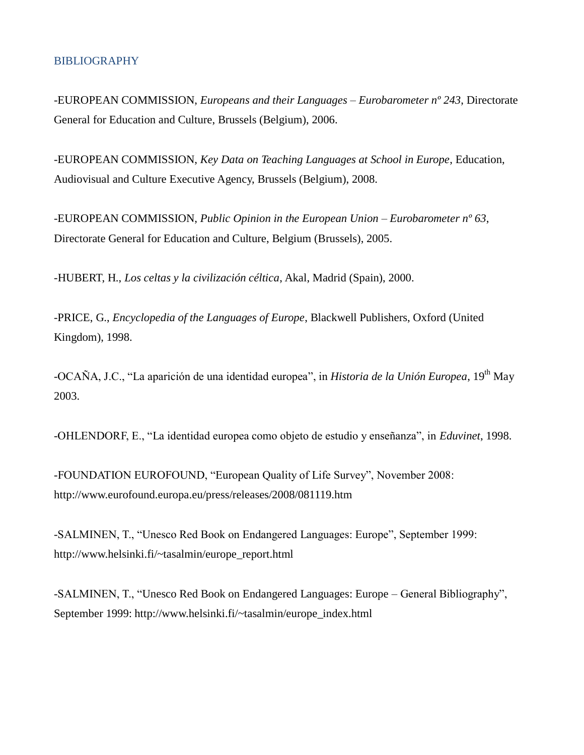## BIBLIOGRAPHY

-EUROPEAN COMMISSION, *Europeans and their Languages – Eurobarometer nº 243*, Directorate General for Education and Culture, Brussels (Belgium), 2006.

-EUROPEAN COMMISSION, *Key Data on Teaching Languages at School in Europe*, Education, Audiovisual and Culture Executive Agency, Brussels (Belgium), 2008.

-EUROPEAN COMMISSION, *Public Opinion in the European Union – Eurobarometer nº 63*, Directorate General for Education and Culture, Belgium (Brussels), 2005.

-HUBERT, H., *Los celtas y la civilización céltica*, Akal, Madrid (Spain), 2000.

-PRICE, G., *Encyclopedia of the Languages of Europe*, Blackwell Publishers, Oxford (United Kingdom), 1998.

-OCAÑA, J.C., "La aparición de una identidad europea", in *Historia de la Unión Europea*, 19th May 2003.

-OHLENDORF, E., "La identidad europea como objeto de estudio y enseñanza", in *Eduvinet*, 1998.

-FOUNDATION EUROFOUND, "European Quality of Life Survey", November 2008: http://www.eurofound.europa.eu/press/releases/2008/081119.htm

-SALMINEN, T., "Unesco Red Book on Endangered Languages: Europe", September 1999: http://www.helsinki.fi/~tasalmin/europe_report.html

-SALMINEN, T., "Unesco Red Book on Endangered Languages: Europe – General Bibliography", September 1999: http://www.helsinki.fi/~tasalmin/europe_index.html